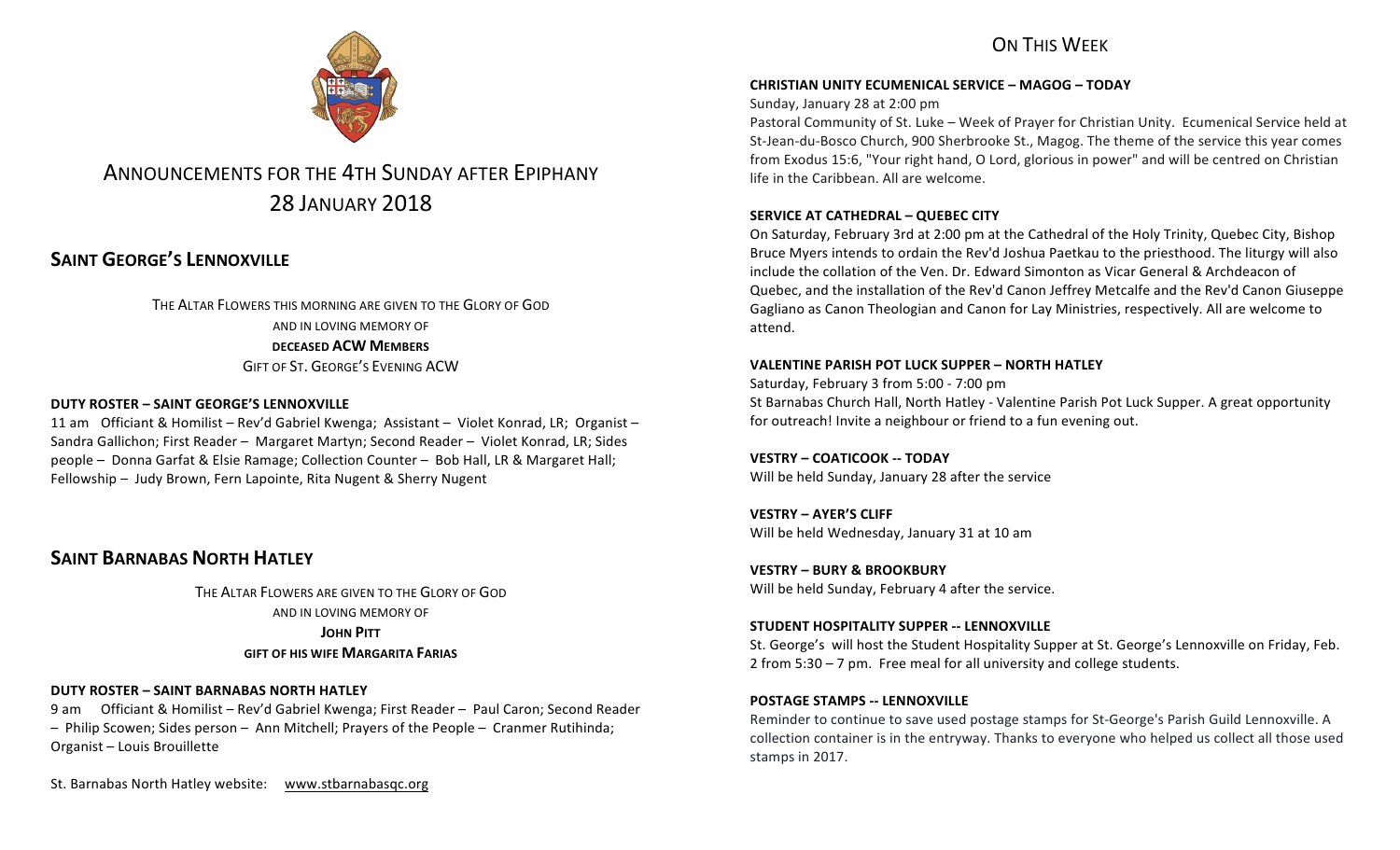# ANNOUNCEMENTS FOR THE 4TH SUNDAY AFTER EPIPHANY
# 28 JANUARY 2018

## SAINT GEORGE'S LENNOXVILLE

THE ALTAR FLOWERS THIS MORNING ARE GIVEN TO THE GLORY OF GOD
AND IN LOVING MEMORY OF
**DECEASED ACW MEMBERS**
GIFT OF ST. GEORGE'S EVENING ACW

**DUTY ROSTER – SAINT GEORGE'S LENNOXVILLE**

11 am Officiant & Homilist – Rev'd Gabriel Kwenga; Assistant – Violet Konrad, LR; Organist – Sandra Gallichon; First Reader – Margaret Martyn; Second Reader – Violet Konrad, LR; Sides people – Donna Garfat & Elsie Ramage; Collection Counter – Bob Hall, LR & Margaret Hall; Fellowship – Judy Brown, Fern Lapointe, Rita Nugent & Sherry Nugent

## SAINT BARNABAS NORTH HATLEY

THE ALTAR FLOWERS ARE GIVEN TO THE GLORY OF GOD
AND IN LOVING MEMORY OF
**JOHN PITT**
**GIFT OF HIS WIFE MARGARITA FARIAS**

**DUTY ROSTER – SAINT BARNABAS NORTH HATLEY**

9 am Officiant & Homilist – Rev'd Gabriel Kwenga; First Reader – Paul Caron; Second Reader – Philip Scowen; Sides person – Ann Mitchell; Prayers of the People – Cranmer Rutihinda; Organist – Louis Brouillette

St. Barnabas North Hatley website: www.stbarnabasqc.org

## ON THIS WEEK

**CHRISTIAN UNITY ECUMENICAL SERVICE – MAGOG – TODAY**

Sunday, January 28 at 2:00 pm

Pastoral Community of St. Luke – Week of Prayer for Christian Unity. Ecumenical Service held at St-Jean-du-Bosco Church, 900 Sherbrooke St., Magog. The theme of the service this year comes from Exodus 15:6, "Your right hand, O Lord, glorious in power" and will be centred on Christian life in the Caribbean. All are welcome.

**SERVICE AT CATHEDRAL – QUEBEC CITY**

On Saturday, February 3rd at 2:00 pm at the Cathedral of the Holy Trinity, Quebec City, Bishop Bruce Myers intends to ordain the Rev'd Joshua Paetkau to the priesthood. The liturgy will also include the collation of the Ven. Dr. Edward Simonton as Vicar General & Archdeacon of Quebec, and the installation of the Rev'd Canon Jeffrey Metcalfe and the Rev'd Canon Giuseppe Gagliano as Canon Theologian and Canon for Lay Ministries, respectively. All are welcome to attend.

**VALENTINE PARISH POT LUCK SUPPER – NORTH HATLEY**

Saturday, February 3 from 5:00 - 7:00 pm

St Barnabas Church Hall, North Hatley - Valentine Parish Pot Luck Supper. A great opportunity for outreach! Invite a neighbour or friend to a fun evening out.

**VESTRY – COATICOOK -- TODAY**

Will be held Sunday, January 28 after the service

**VESTRY – AYER'S CLIFF**

Will be held Wednesday, January 31 at 10 am

**VESTRY – BURY & BROOKBURY**

Will be held Sunday, February 4 after the service.

**STUDENT HOSPITALITY SUPPER -- LENNOXVILLE**

St. George's will host the Student Hospitality Supper at St. George's Lennoxville on Friday, Feb. 2 from 5:30 – 7 pm. Free meal for all university and college students.

**POSTAGE STAMPS -- LENNOXVILLE**

Reminder to continue to save used postage stamps for St-George's Parish Guild Lennoxville. A collection container is in the entryway. Thanks to everyone who helped us collect all those used stamps in 2017.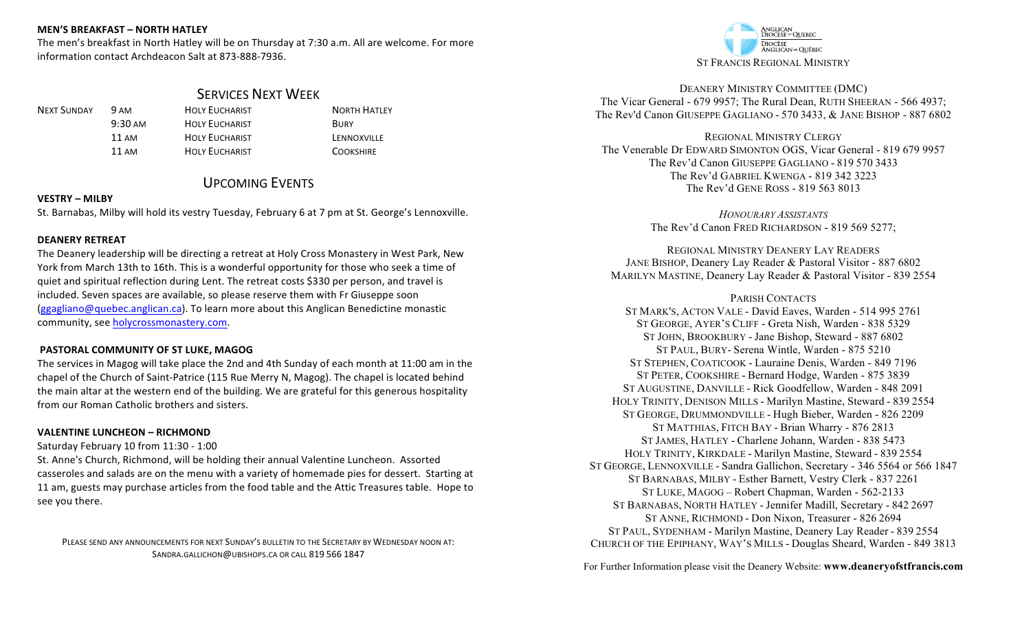**MEN'S BREAKFAST – NORTH HATLEY**

The men's breakfast in North Hatley will be on Thursday at 7:30 a.m. All are welcome. For more information contact Archdeacon Salt at 873-888-7936.

## SERVICES NEXT WEEK

| | | | |
|---|---|---|---|
| NEXT SUNDAY | 9 AM | HOLY EUCHARIST | NORTH HATLEY |
| | 9:30 AM | HOLY EUCHARIST | BURY |
| | 11 AM | HOLY EUCHARIST | LENNOXVILLE |
| | 11 AM | HOLY EUCHARIST | COOKSHIRE |

## UPCOMING EVENTS

**VESTRY – MILBY**

St. Barnabas, Milby will hold its vestry Tuesday, February 6 at 7 pm at St. George's Lennoxville.

**DEANERY RETREAT**

The Deanery leadership will be directing a retreat at Holy Cross Monastery in West Park, New York from March 13th to 16th. This is a wonderful opportunity for those who seek a time of quiet and spiritual reflection during Lent. The retreat costs $330 per person, and travel is included. Seven spaces are available, so please reserve them with Fr Giuseppe soon (ggagliano@quebec.anglican.ca). To learn more about this Anglican Benedictine monastic community, see holycrossmonastery.com.

**PASTORAL COMMUNITY OF ST LUKE, MAGOG**

The services in Magog will take place the 2nd and 4th Sunday of each month at 11:00 am in the chapel of the Church of Saint-Patrice (115 Rue Merry N, Magog). The chapel is located behind the main altar at the western end of the building. We are grateful for this generous hospitality from our Roman Catholic brothers and sisters.

**VALENTINE LUNCHEON – RICHMOND**

Saturday February 10 from 11:30 - 1:00

St. Anne's Church, Richmond, will be holding their annual Valentine Luncheon. Assorted casseroles and salads are on the menu with a variety of homemade pies for dessert. Starting at 11 am, guests may purchase articles from the food table and the Attic Treasures table. Hope to see you there.

PLEASE SEND ANY ANNOUNCEMENTS FOR NEXT SUNDAY'S BULLETIN TO THE SECRETARY BY WEDNESDAY NOON AT: SANDRA.GALLICHON@UBISHOPS.CA OR CALL 819 566 1847

ANGLICAN DIOCESE OF QUEBEC
DIOCÈSE ANGLICAN DE QUÉBEC

ST FRANCIS REGIONAL MINISTRY

DEANERY MINISTRY COMMITTEE (DMC)
The Vicar General - 679 9957; The Rural Dean, RUTH SHEERAN - 566 4937;
The Rev'd Canon GIUSEPPE GAGLIANO - 570 3433, & JANE BISHOP - 887 6802

REGIONAL MINISTRY CLERGY
The Venerable Dr EDWARD SIMONTON OGS, Vicar General - 819 679 9957
The Rev'd Canon GIUSEPPE GAGLIANO - 819 570 3433
The Rev'd GABRIEL KWENGA - 819 342 3223
The Rev'd GENE ROSS - 819 563 8013

*HONOURARY ASSISTANTS*
The Rev'd Canon FRED RICHARDSON - 819 569 5277;

REGIONAL MINISTRY DEANERY LAY READERS
JANE BISHOP, Deanery Lay Reader & Pastoral Visitor - 887 6802
MARILYN MASTINE, Deanery Lay Reader & Pastoral Visitor - 839 2554

PARISH CONTACTS
ST MARK'S, ACTON VALE - David Eaves, Warden - 514 995 2761
ST GEORGE, AYER'S CLIFF - Greta Nish, Warden - 838 5329
ST JOHN, BROOKBURY - Jane Bishop, Steward - 887 6802
ST PAUL, BURY- Serena Wintle, Warden - 875 5210
ST STEPHEN, COATICOOK - Lauraine Denis, Warden - 849 7196
ST PETER, COOKSHIRE - Bernard Hodge, Warden - 875 3839
ST AUGUSTINE, DANVILLE - Rick Goodfellow, Warden - 848 2091
HOLY TRINITY, DENISON MILLS - Marilyn Mastine, Steward - 839 2554
ST GEORGE, DRUMMONDVILLE - Hugh Bieber, Warden - 826 2209
ST MATTHIAS, FITCH BAY - Brian Wharry - 876 2813
ST JAMES, HATLEY - Charlene Johann, Warden - 838 5473
HOLY TRINITY, KIRKDALE - Marilyn Mastine, Steward - 839 2554
ST GEORGE, LENNOXVILLE - Sandra Gallichon, Secretary - 346 5564 or 566 1847
ST BARNABAS, MILBY - Esther Barnett, Vestry Clerk - 837 2261
ST LUKE, MAGOG – Robert Chapman, Warden - 562-2133
ST BARNABAS, NORTH HATLEY - Jennifer Madill, Secretary - 842 2697
ST ANNE, RICHMOND - Don Nixon, Treasurer - 826 2694
ST PAUL, SYDENHAM - Marilyn Mastine, Deanery Lay Reader - 839 2554
CHURCH OF THE EPIPHANY, WAY'S MILLS - Douglas Sheard, Warden - 849 3813

For Further Information please visit the Deanery Website: **www.deaneryofstfrancis.com**